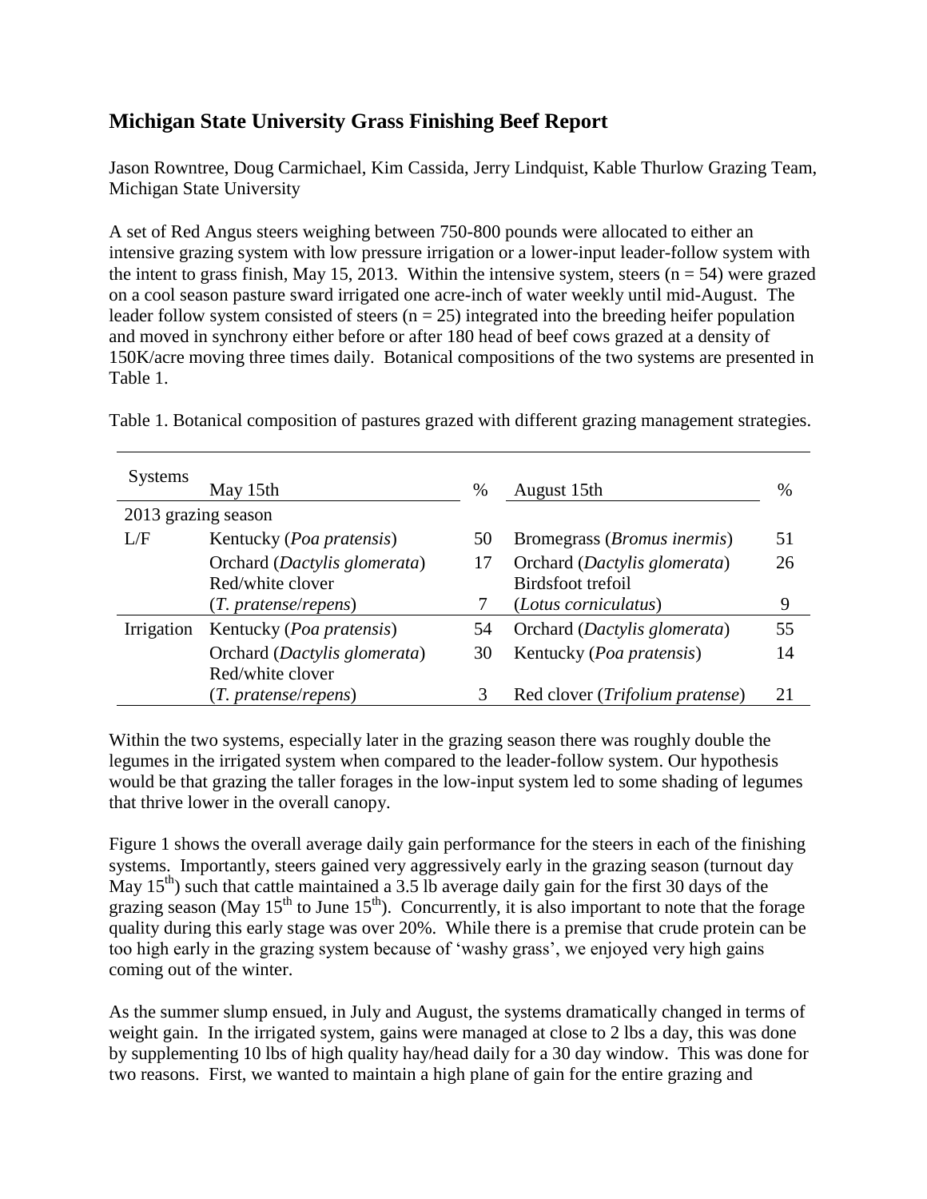## Michigan State University Grass Finishing Beef Report

Jason Rowntree, Doug Carmichael, Kim Cassida, Jerry Lindquist, Kable Thurlow Grazing Team, Michigan State University

A set of Red Angus steers weighing between 750-800 pounds were allocated to either an intensive grazing system with low pressure irrigation or a lower-input leader-follow system with the intent to grass finish, May 15, 2013. Within the intensive system, steers (n = 54) were grazed on a cool season pasture sward irrigated one acre-inch of water weekly until mid-August. The leader follow system consisted of steers (n = 25) integrated into the breeding heifer population and moved in synchrony either before or after 180 head of beef cows grazed at a density of 150K/acre moving three times daily. Botanical compositions of the two systems are presented in Table 1.

Table 1. Botanical composition of pastures grazed with different grazing management strategies.

| Systems | May 15th | % | August 15th | % |
|---|---|---|---|---|
| 2013 grazing season | | | | |
| L/F | Kentucky (*Poa pratensis*) | 50 | Bromegrass (*Bromus inermis*) | 51 |
| | Orchard (*Dactylis glomerata*) | 17 | Orchard (*Dactylis glomerata*) | 26 |
| | Red/white clover (*T. pratense*/*repens*) | 7 | Birdsfoot trefoil (*Lotus corniculatus*) | 9 |
| Irrigation | Kentucky (*Poa pratensis*) | 54 | Orchard (*Dactylis glomerata*) | 55 |
| | Orchard (*Dactylis glomerata*) | 30 | Kentucky (*Poa pratensis*) | 14 |
| | Red/white clover (*T. pratense*/*repens*) | 3 | Red clover (*Trifolium pratense*) | 21 |

Within the two systems, especially later in the grazing season there was roughly double the legumes in the irrigated system when compared to the leader-follow system. Our hypothesis would be that grazing the taller forages in the low-input system led to some shading of legumes that thrive lower in the overall canopy.

Figure 1 shows the overall average daily gain performance for the steers in each of the finishing systems. Importantly, steers gained very aggressively early in the grazing season (turnout day May 15$^{th}$) such that cattle maintained a 3.5 lb average daily gain for the first 30 days of the grazing season (May 15$^{th}$ to June 15$^{th}$). Concurrently, it is also important to note that the forage quality during this early stage was over 20%. While there is a premise that crude protein can be too high early in the grazing system because of 'washy grass', we enjoyed very high gains coming out of the winter.

As the summer slump ensued, in July and August, the systems dramatically changed in terms of weight gain. In the irrigated system, gains were managed at close to 2 lbs a day, this was done by supplementing 10 lbs of high quality hay/head daily for a 30 day window. This was done for two reasons. First, we wanted to maintain a high plane of gain for the entire grazing and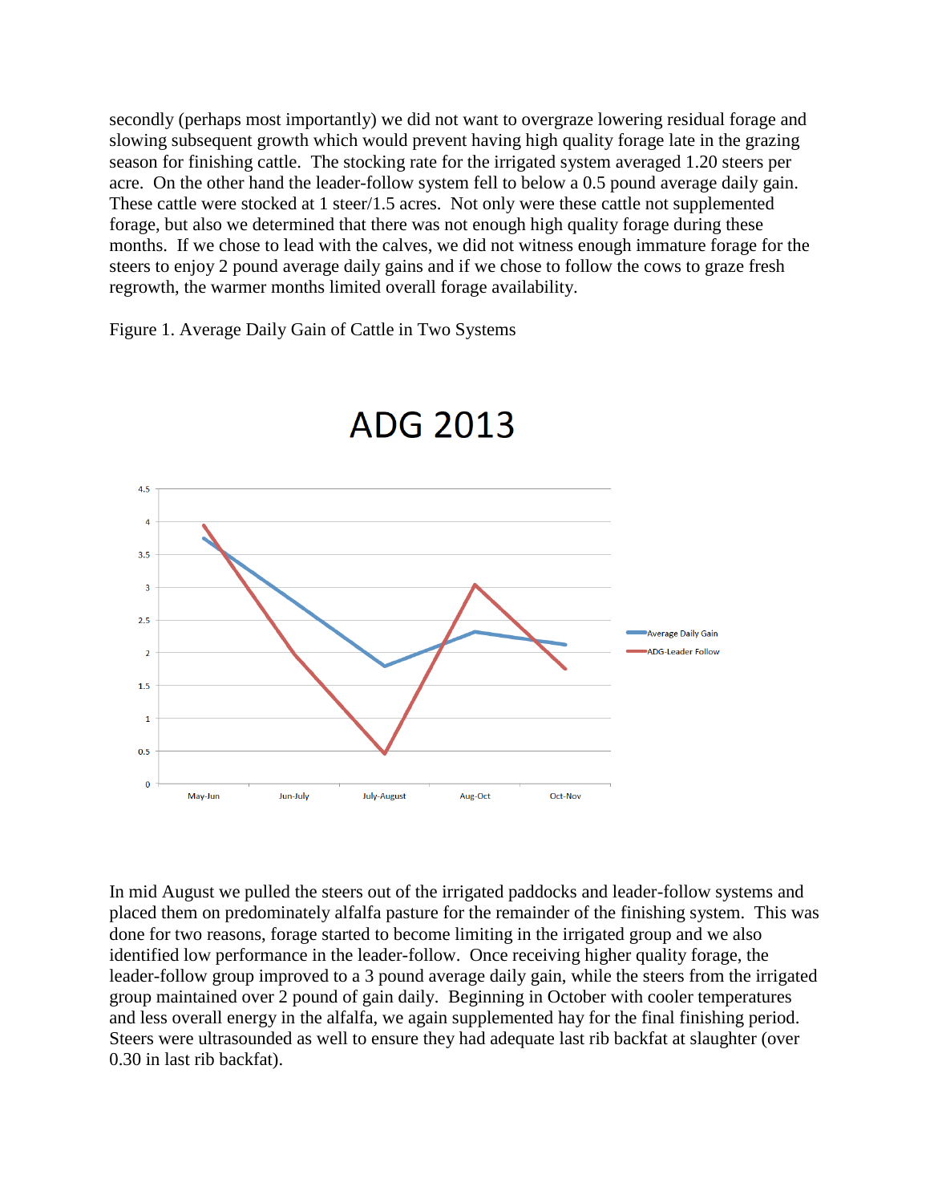secondly (perhaps most importantly) we did not want to overgraze lowering residual forage and slowing subsequent growth which would prevent having high quality forage late in the grazing season for finishing cattle. The stocking rate for the irrigated system averaged 1.20 steers per acre. On the other hand the leader-follow system fell to below a 0.5 pound average daily gain. These cattle were stocked at 1 steer/1.5 acres. Not only were these cattle not supplemented forage, but also we determined that there was not enough high quality forage during these months. If we chose to lead with the calves, we did not witness enough immature forage for the steers to enjoy 2 pound average daily gains and if we chose to follow the cows to graze fresh regrowth, the warmer months limited overall forage availability.

Figure 1. Average Daily Gain of Cattle in Two Systems

ADG 2013

In mid August we pulled the steers out of the irrigated paddocks and leader-follow systems and placed them on predominately alfalfa pasture for the remainder of the finishing system. This was done for two reasons, forage started to become limiting in the irrigated group and we also identified low performance in the leader-follow. Once receiving higher quality forage, the leader-follow group improved to a 3 pound average daily gain, while the steers from the irrigated group maintained over 2 pound of gain daily. Beginning in October with cooler temperatures and less overall energy in the alfalfa, we again supplemented hay for the final finishing period. Steers were ultrasounded as well to ensure they had adequate last rib backfat at slaughter (over 0.30 in last rib backfat).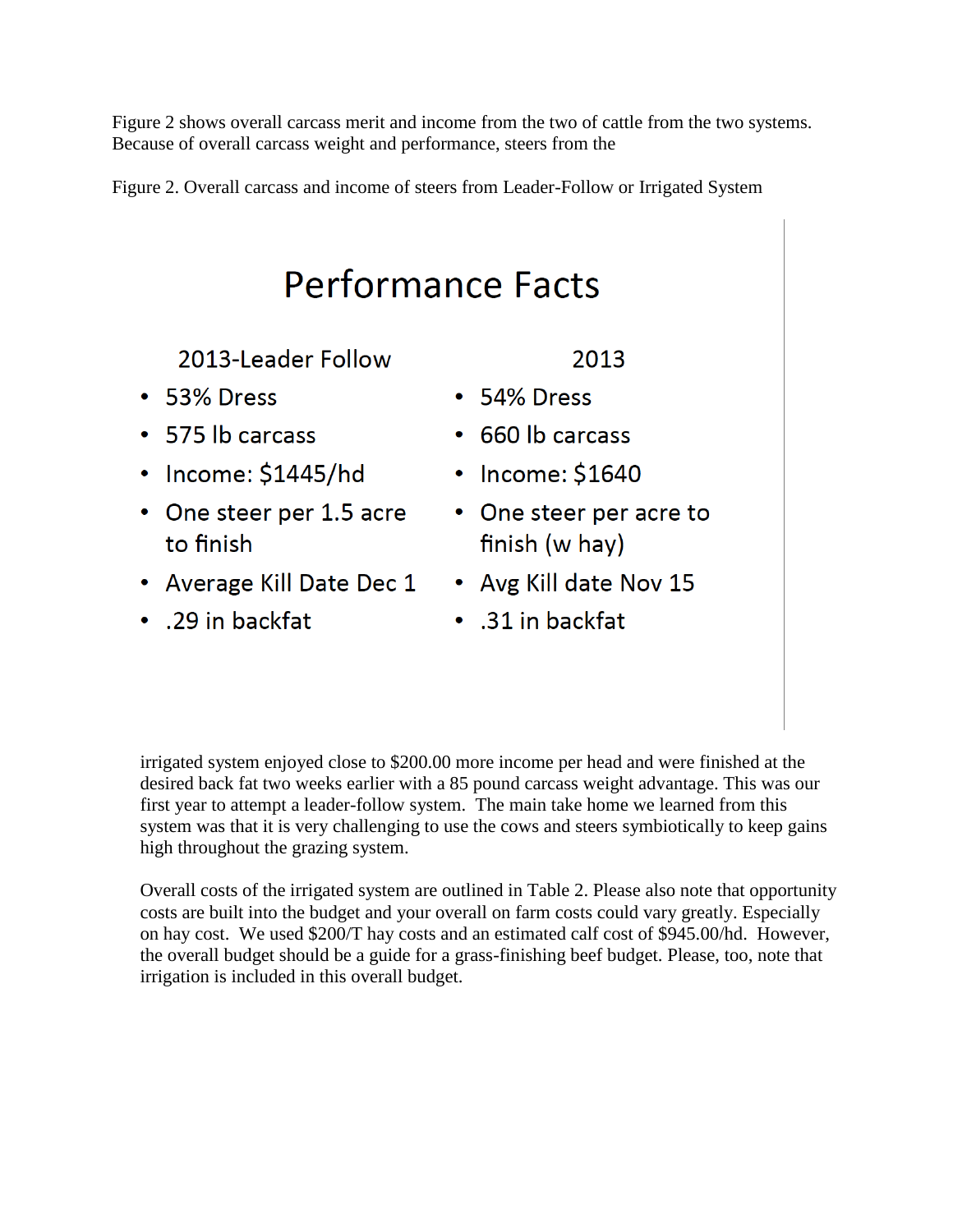Figure 2 shows overall carcass merit and income from the two of cattle from the two systems. Because of overall carcass weight and performance, steers from the

Figure 2. Overall carcass and income of steers from Leader-Follow or Irrigated System

## Performance Facts

**2013-Leader Follow**

- 53% Dress
- 575 lb carcass
- Income: $1445/hd
- One steer per 1.5 acre to finish
- Average Kill Date Dec 1
- .29 in backfat

**2013**

- 54% Dress
- 660 lb carcass
- Income: $1640
- One steer per acre to finish (w hay)
- Avg Kill date Nov 15
- .31 in backfat

irrigated system enjoyed close to $200.00 more income per head and were finished at the desired back fat two weeks earlier with a 85 pound carcass weight advantage. This was our first year to attempt a leader-follow system. The main take home we learned from this system was that it is very challenging to use the cows and steers symbiotically to keep gains high throughout the grazing system.

Overall costs of the irrigated system are outlined in Table 2. Please also note that opportunity costs are built into the budget and your overall on farm costs could vary greatly. Especially on hay cost. We used $200/T hay costs and an estimated calf cost of $945.00/hd. However, the overall budget should be a guide for a grass-finishing beef budget. Please, too, note that irrigation is included in this overall budget.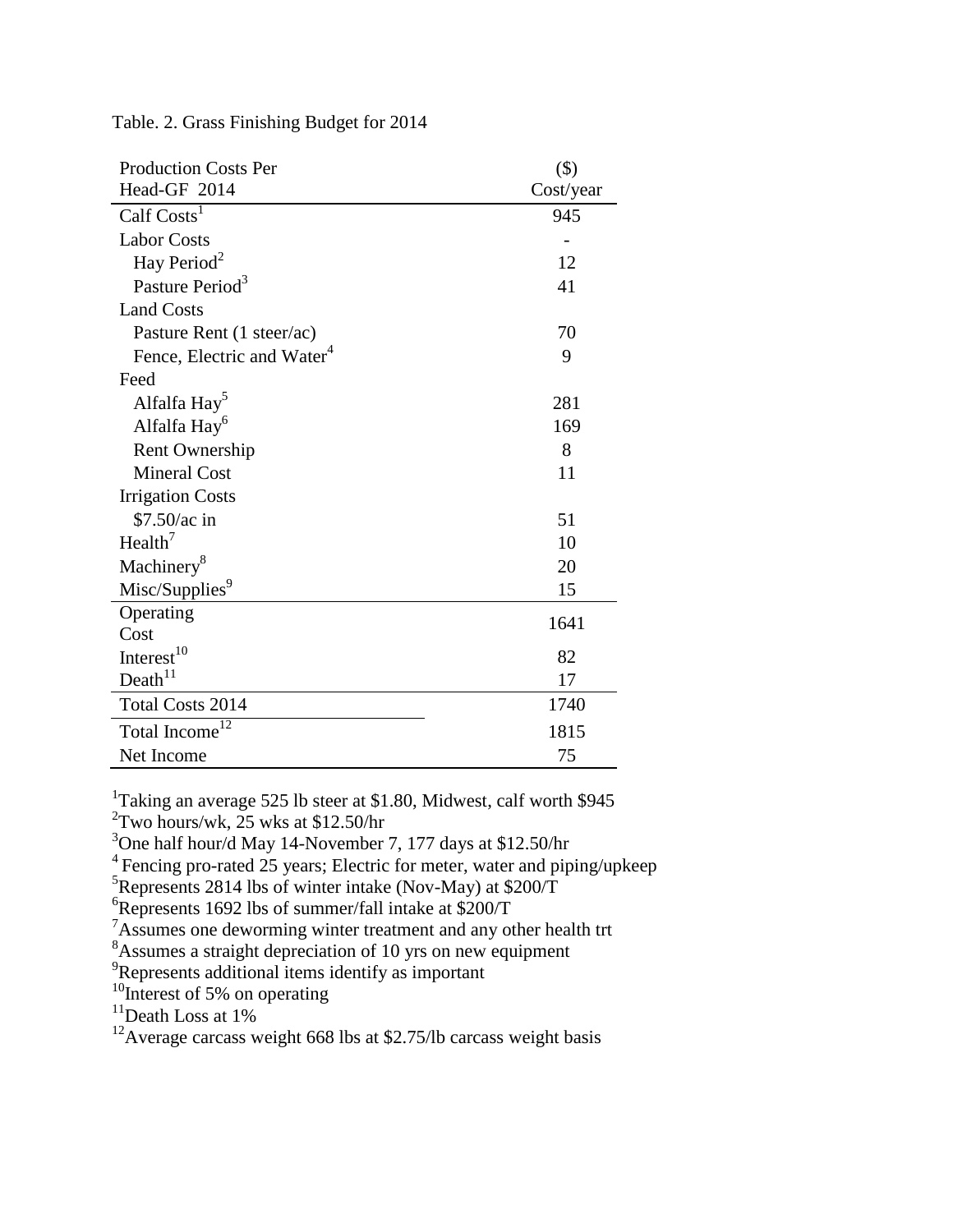Table. 2. Grass Finishing Budget for 2014

| Production Costs Per Head-GF 2014 | ($) Cost/year |
|---|---|
| Calf Costs[1] | 945 |
| Labor Costs | - |
| Hay Period[2] | 12 |
| Pasture Period[3] | 41 |
| Land Costs | |
| Pasture Rent (1 steer/ac) | 70 |
| Fence, Electric and Water[4] | 9 |
| Feed | |
| Alfalfa Hay[5] | 281 |
| Alfalfa Hay[6] | 169 |
| Rent Ownership | 8 |
| Mineral Cost | 11 |
| Irrigation Costs | |
| $7.50/ac in | 51 |
| Health[7] | 10 |
| Machinery[8] | 20 |
| Misc/Supplies[9] | 15 |
| Operating Cost | 1641 |
| Interest[10] | 82 |
| Death[11] | 17 |
| Total Costs 2014 | 1740 |
| Total Income[12] | 1815 |
| Net Income | 75 |

[1]Taking an average 525 lb steer at $1.80, Midwest, calf worth $945
[2]Two hours/wk, 25 wks at $12.50/hr
[3]One half hour/d May 14-November 7, 177 days at $12.50/hr
[4]Fencing pro-rated 25 years; Electric for meter, water and piping/upkeep
[5]Represents 2814 lbs of winter intake (Nov-May) at $200/T
[6]Represents 1692 lbs of summer/fall intake at $200/T
[7]Assumes one deworming winter treatment and any other health trt
[8]Assumes a straight depreciation of 10 yrs on new equipment
[9]Represents additional items identify as important
[10]Interest of 5% on operating
[11]Death Loss at 1%
[12]Average carcass weight 668 lbs at $2.75/lb carcass weight basis